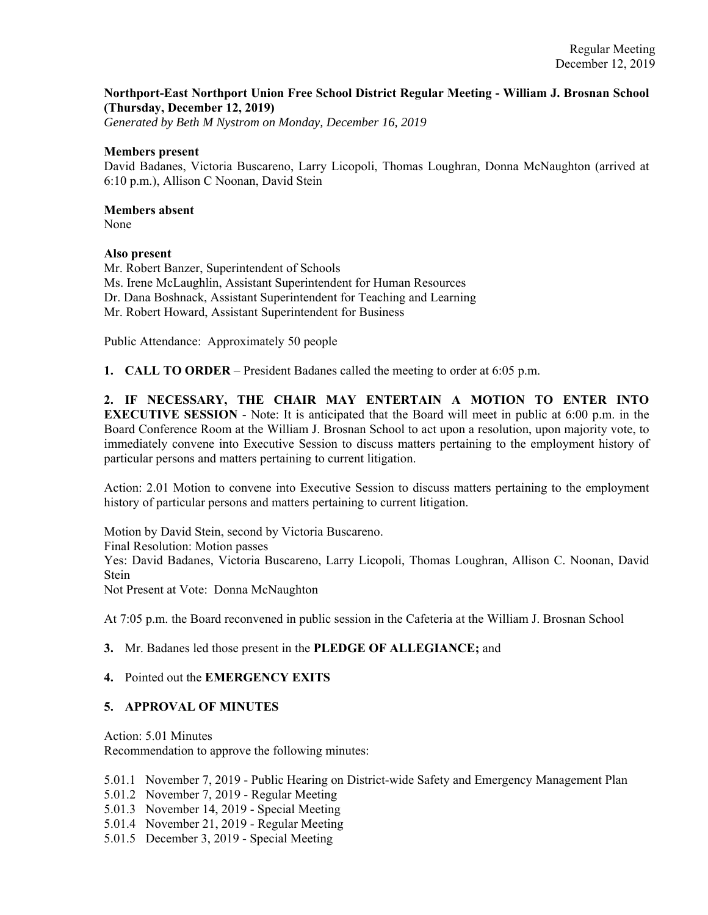Regular Meeting
December 12, 2019

**Northport-East Northport Union Free School District Regular Meeting - William J. Brosnan School (Thursday, December 12, 2019)**
*Generated by Beth M Nystrom on Monday, December 16, 2019*

**Members present**
David Badanes, Victoria Buscareno, Larry Licopoli, Thomas Loughran, Donna McNaughton (arrived at 6:10 p.m.), Allison C Noonan, David Stein

**Members absent**
None

**Also present**
Mr. Robert Banzer, Superintendent of Schools
Ms. Irene McLaughlin, Assistant Superintendent for Human Resources
Dr. Dana Boshnack, Assistant Superintendent for Teaching and Learning
Mr. Robert Howard, Assistant Superintendent for Business

Public Attendance: Approximately 50 people

**1. CALL TO ORDER** – President Badanes called the meeting to order at 6:05 p.m.

**2. IF NECESSARY, THE CHAIR MAY ENTERTAIN A MOTION TO ENTER INTO EXECUTIVE SESSION** - Note: It is anticipated that the Board will meet in public at 6:00 p.m. in the Board Conference Room at the William J. Brosnan School to act upon a resolution, upon majority vote, to immediately convene into Executive Session to discuss matters pertaining to the employment history of particular persons and matters pertaining to current litigation.

Action: 2.01 Motion to convene into Executive Session to discuss matters pertaining to the employment history of particular persons and matters pertaining to current litigation.

Motion by David Stein, second by Victoria Buscareno.
Final Resolution: Motion passes
Yes: David Badanes, Victoria Buscareno, Larry Licopoli, Thomas Loughran, Allison C. Noonan, David Stein
Not Present at Vote: Donna McNaughton

At 7:05 p.m. the Board reconvened in public session in the Cafeteria at the William J. Brosnan School

**3.** Mr. Badanes led those present in the **PLEDGE OF ALLEGIANCE;** and

**4.** Pointed out the **EMERGENCY EXITS**

**5. APPROVAL OF MINUTES**

Action: 5.01 Minutes
Recommendation to approve the following minutes:

5.01.1 November 7, 2019 - Public Hearing on District-wide Safety and Emergency Management Plan
5.01.2 November 7, 2019 - Regular Meeting
5.01.3 November 14, 2019 - Special Meeting
5.01.4 November 21, 2019 - Regular Meeting
5.01.5 December 3, 2019 - Special Meeting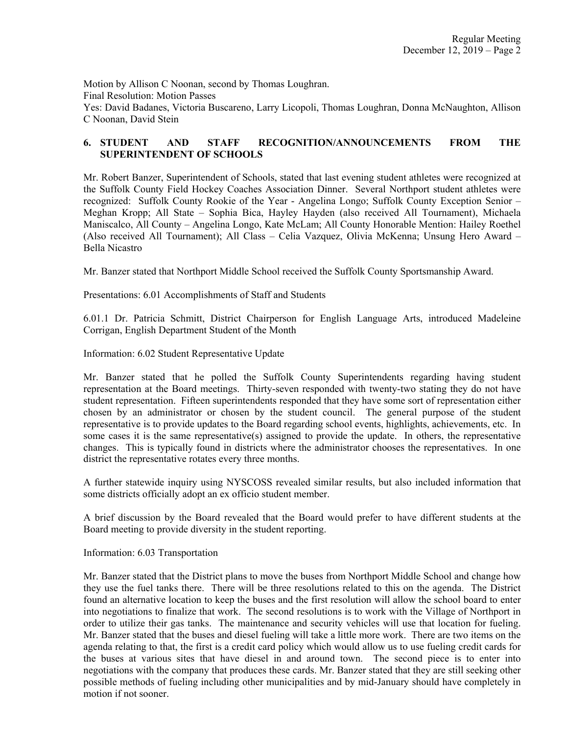Motion by Allison C Noonan, second by Thomas Loughran.
Final Resolution: Motion Passes
Yes: David Badanes, Victoria Buscareno, Larry Licopoli, Thomas Loughran, Donna McNaughton, Allison C Noonan, David Stein

## 6. STUDENT AND STAFF RECOGNITION/ANNOUNCEMENTS FROM THE SUPERINTENDENT OF SCHOOLS

Mr. Robert Banzer, Superintendent of Schools, stated that last evening student athletes were recognized at the Suffolk County Field Hockey Coaches Association Dinner. Several Northport student athletes were recognized: Suffolk County Rookie of the Year - Angelina Longo; Suffolk County Exception Senior – Meghan Kropp; All State – Sophia Bica, Hayley Hayden (also received All Tournament), Michaela Maniscalco, All County – Angelina Longo, Kate McLam; All County Honorable Mention: Hailey Roethel (Also received All Tournament); All Class – Celia Vazquez, Olivia McKenna; Unsung Hero Award – Bella Nicastro

Mr. Banzer stated that Northport Middle School received the Suffolk County Sportsmanship Award.

Presentations: 6.01 Accomplishments of Staff and Students

6.01.1 Dr. Patricia Schmitt, District Chairperson for English Language Arts, introduced Madeleine Corrigan, English Department Student of the Month

Information: 6.02 Student Representative Update

Mr. Banzer stated that he polled the Suffolk County Superintendents regarding having student representation at the Board meetings. Thirty-seven responded with twenty-two stating they do not have student representation. Fifteen superintendents responded that they have some sort of representation either chosen by an administrator or chosen by the student council. The general purpose of the student representative is to provide updates to the Board regarding school events, highlights, achievements, etc. In some cases it is the same representative(s) assigned to provide the update. In others, the representative changes. This is typically found in districts where the administrator chooses the representatives. In one district the representative rotates every three months.

A further statewide inquiry using NYSCOSS revealed similar results, but also included information that some districts officially adopt an ex officio student member.

A brief discussion by the Board revealed that the Board would prefer to have different students at the Board meeting to provide diversity in the student reporting.

Information: 6.03 Transportation

Mr. Banzer stated that the District plans to move the buses from Northport Middle School and change how they use the fuel tanks there. There will be three resolutions related to this on the agenda. The District found an alternative location to keep the buses and the first resolution will allow the school board to enter into negotiations to finalize that work. The second resolutions is to work with the Village of Northport in order to utilize their gas tanks. The maintenance and security vehicles will use that location for fueling. Mr. Banzer stated that the buses and diesel fueling will take a little more work. There are two items on the agenda relating to that, the first is a credit card policy which would allow us to use fueling credit cards for the buses at various sites that have diesel in and around town. The second piece is to enter into negotiations with the company that produces these cards. Mr. Banzer stated that they are still seeking other possible methods of fueling including other municipalities and by mid-January should have completely in motion if not sooner.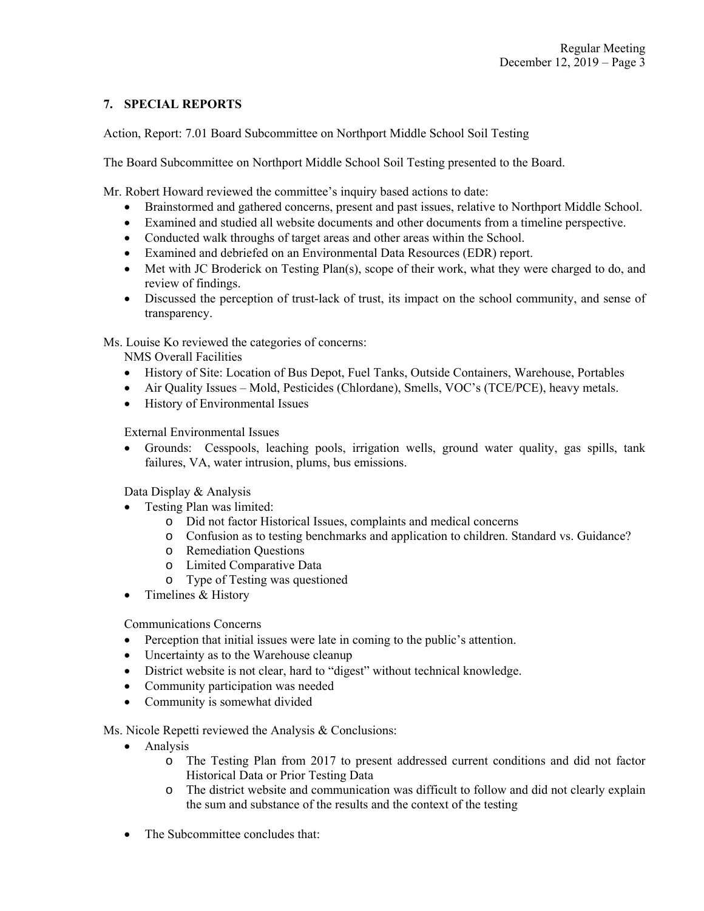## 7. SPECIAL REPORTS

Action, Report: 7.01 Board Subcommittee on Northport Middle School Soil Testing

The Board Subcommittee on Northport Middle School Soil Testing presented to the Board.

Mr. Robert Howard reviewed the committee's inquiry based actions to date:

- Brainstormed and gathered concerns, present and past issues, relative to Northport Middle School.
- Examined and studied all website documents and other documents from a timeline perspective.
- Conducted walk throughs of target areas and other areas within the School.
- Examined and debriefed on an Environmental Data Resources (EDR) report.
- Met with JC Broderick on Testing Plan(s), scope of their work, what they were charged to do, and review of findings.
- Discussed the perception of trust-lack of trust, its impact on the school community, and sense of transparency.

Ms. Louise Ko reviewed the categories of concerns:

NMS Overall Facilities

- History of Site: Location of Bus Depot, Fuel Tanks, Outside Containers, Warehouse, Portables
- Air Quality Issues – Mold, Pesticides (Chlordane), Smells, VOC's (TCE/PCE), heavy metals.
- History of Environmental Issues

External Environmental Issues

- Grounds: Cesspools, leaching pools, irrigation wells, ground water quality, gas spills, tank failures, VA, water intrusion, plums, bus emissions.

Data Display & Analysis

- Testing Plan was limited:
  - Did not factor Historical Issues, complaints and medical concerns
  - Confusion as to testing benchmarks and application to children. Standard vs. Guidance?
  - Remediation Questions
  - Limited Comparative Data
  - Type of Testing was questioned
- Timelines & History

Communications Concerns

- Perception that initial issues were late in coming to the public's attention.
- Uncertainty as to the Warehouse cleanup
- District website is not clear, hard to "digest" without technical knowledge.
- Community participation was needed
- Community is somewhat divided

Ms. Nicole Repetti reviewed the Analysis & Conclusions:

- Analysis
  - The Testing Plan from 2017 to present addressed current conditions and did not factor Historical Data or Prior Testing Data
  - The district website and communication was difficult to follow and did not clearly explain the sum and substance of the results and the context of the testing

- The Subcommittee concludes that: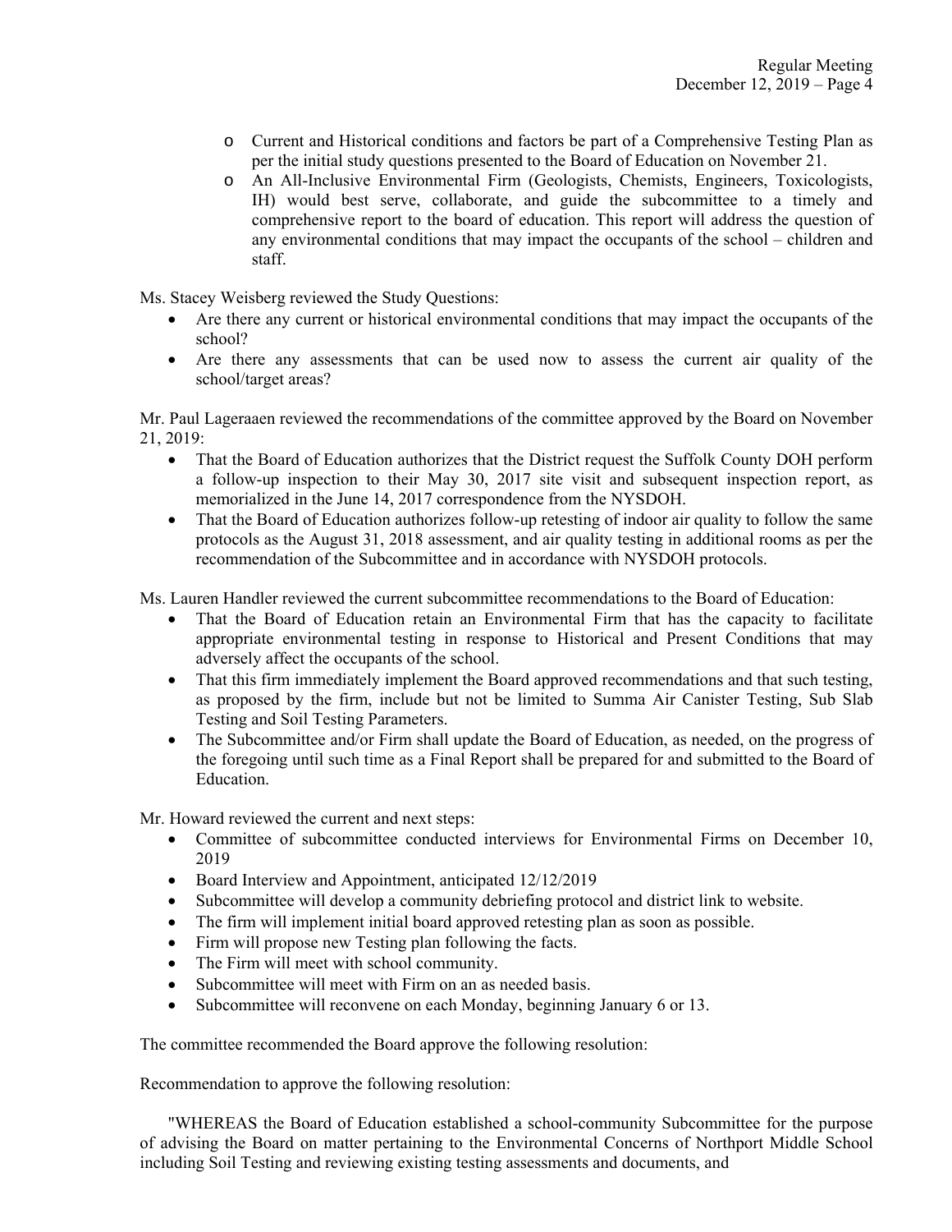- Current and Historical conditions and factors be part of a Comprehensive Testing Plan as per the initial study questions presented to the Board of Education on November 21.
- An All-Inclusive Environmental Firm (Geologists, Chemists, Engineers, Toxicologists, IH) would best serve, collaborate, and guide the subcommittee to a timely and comprehensive report to the board of education. This report will address the question of any environmental conditions that may impact the occupants of the school – children and staff.

Ms. Stacey Weisberg reviewed the Study Questions:

- Are there any current or historical environmental conditions that may impact the occupants of the school?
- Are there any assessments that can be used now to assess the current air quality of the school/target areas?

Mr. Paul Lageraaen reviewed the recommendations of the committee approved by the Board on November 21, 2019:

- That the Board of Education authorizes that the District request the Suffolk County DOH perform a follow-up inspection to their May 30, 2017 site visit and subsequent inspection report, as memorialized in the June 14, 2017 correspondence from the NYSDOH.
- That the Board of Education authorizes follow-up retesting of indoor air quality to follow the same protocols as the August 31, 2018 assessment, and air quality testing in additional rooms as per the recommendation of the Subcommittee and in accordance with NYSDOH protocols.

Ms. Lauren Handler reviewed the current subcommittee recommendations to the Board of Education:

- That the Board of Education retain an Environmental Firm that has the capacity to facilitate appropriate environmental testing in response to Historical and Present Conditions that may adversely affect the occupants of the school.
- That this firm immediately implement the Board approved recommendations and that such testing, as proposed by the firm, include but not be limited to Summa Air Canister Testing, Sub Slab Testing and Soil Testing Parameters.
- The Subcommittee and/or Firm shall update the Board of Education, as needed, on the progress of the foregoing until such time as a Final Report shall be prepared for and submitted to the Board of Education.

Mr. Howard reviewed the current and next steps:

- Committee of subcommittee conducted interviews for Environmental Firms on December 10, 2019
- Board Interview and Appointment, anticipated 12/12/2019
- Subcommittee will develop a community debriefing protocol and district link to website.
- The firm will implement initial board approved retesting plan as soon as possible.
- Firm will propose new Testing plan following the facts.
- The Firm will meet with school community.
- Subcommittee will meet with Firm on an as needed basis.
- Subcommittee will reconvene on each Monday, beginning January 6 or 13.

The committee recommended the Board approve the following resolution:

Recommendation to approve the following resolution:

"WHEREAS the Board of Education established a school-community Subcommittee for the purpose of advising the Board on matter pertaining to the Environmental Concerns of Northport Middle School including Soil Testing and reviewing existing testing assessments and documents, and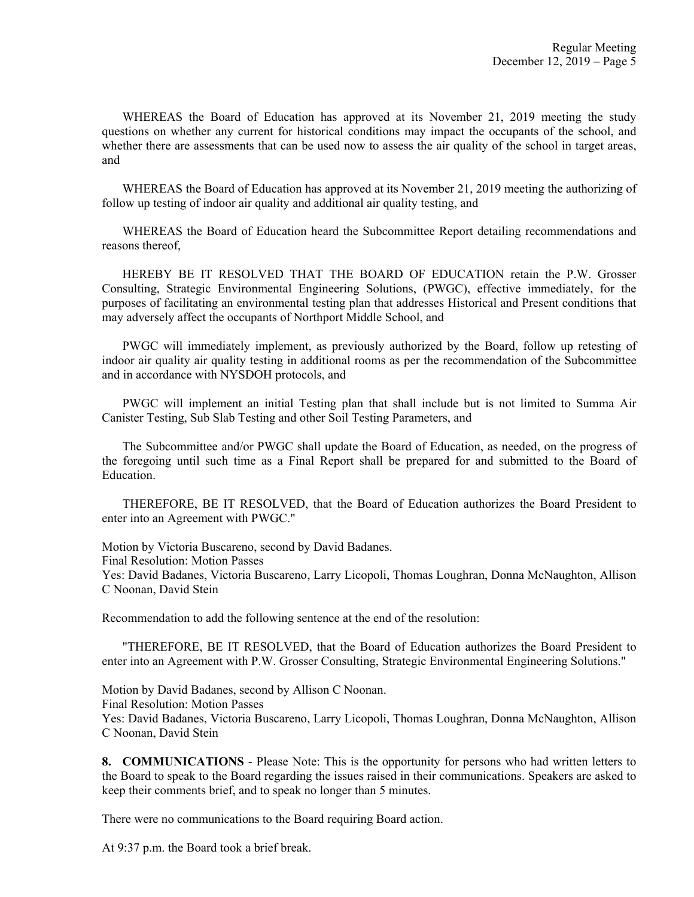WHEREAS the Board of Education has approved at its November 21, 2019 meeting the study questions on whether any current for historical conditions may impact the occupants of the school, and whether there are assessments that can be used now to assess the air quality of the school in target areas, and

WHEREAS the Board of Education has approved at its November 21, 2019 meeting the authorizing of follow up testing of indoor air quality and additional air quality testing, and

WHEREAS the Board of Education heard the Subcommittee Report detailing recommendations and reasons thereof,

HEREBY BE IT RESOLVED THAT THE BOARD OF EDUCATION retain the P.W. Grosser Consulting, Strategic Environmental Engineering Solutions, (PWGC), effective immediately, for the purposes of facilitating an environmental testing plan that addresses Historical and Present conditions that may adversely affect the occupants of Northport Middle School, and

PWGC will immediately implement, as previously authorized by the Board, follow up retesting of indoor air quality air quality testing in additional rooms as per the recommendation of the Subcommittee and in accordance with NYSDOH protocols, and

PWGC will implement an initial Testing plan that shall include but is not limited to Summa Air Canister Testing, Sub Slab Testing and other Soil Testing Parameters, and

The Subcommittee and/or PWGC shall update the Board of Education, as needed, on the progress of the foregoing until such time as a Final Report shall be prepared for and submitted to the Board of Education.

THEREFORE, BE IT RESOLVED, that the Board of Education authorizes the Board President to enter into an Agreement with PWGC."

Motion by Victoria Buscareno, second by David Badanes.
Final Resolution: Motion Passes
Yes: David Badanes, Victoria Buscareno, Larry Licopoli, Thomas Loughran, Donna McNaughton, Allison C Noonan, David Stein

Recommendation to add the following sentence at the end of the resolution:

"THEREFORE, BE IT RESOLVED, that the Board of Education authorizes the Board President to enter into an Agreement with P.W. Grosser Consulting, Strategic Environmental Engineering Solutions."

Motion by David Badanes, second by Allison C Noonan.
Final Resolution: Motion Passes
Yes: David Badanes, Victoria Buscareno, Larry Licopoli, Thomas Loughran, Donna McNaughton, Allison C Noonan, David Stein

**8. COMMUNICATIONS** - Please Note: This is the opportunity for persons who had written letters to the Board to speak to the Board regarding the issues raised in their communications. Speakers are asked to keep their comments brief, and to speak no longer than 5 minutes.

There were no communications to the Board requiring Board action.

At 9:37 p.m. the Board took a brief break.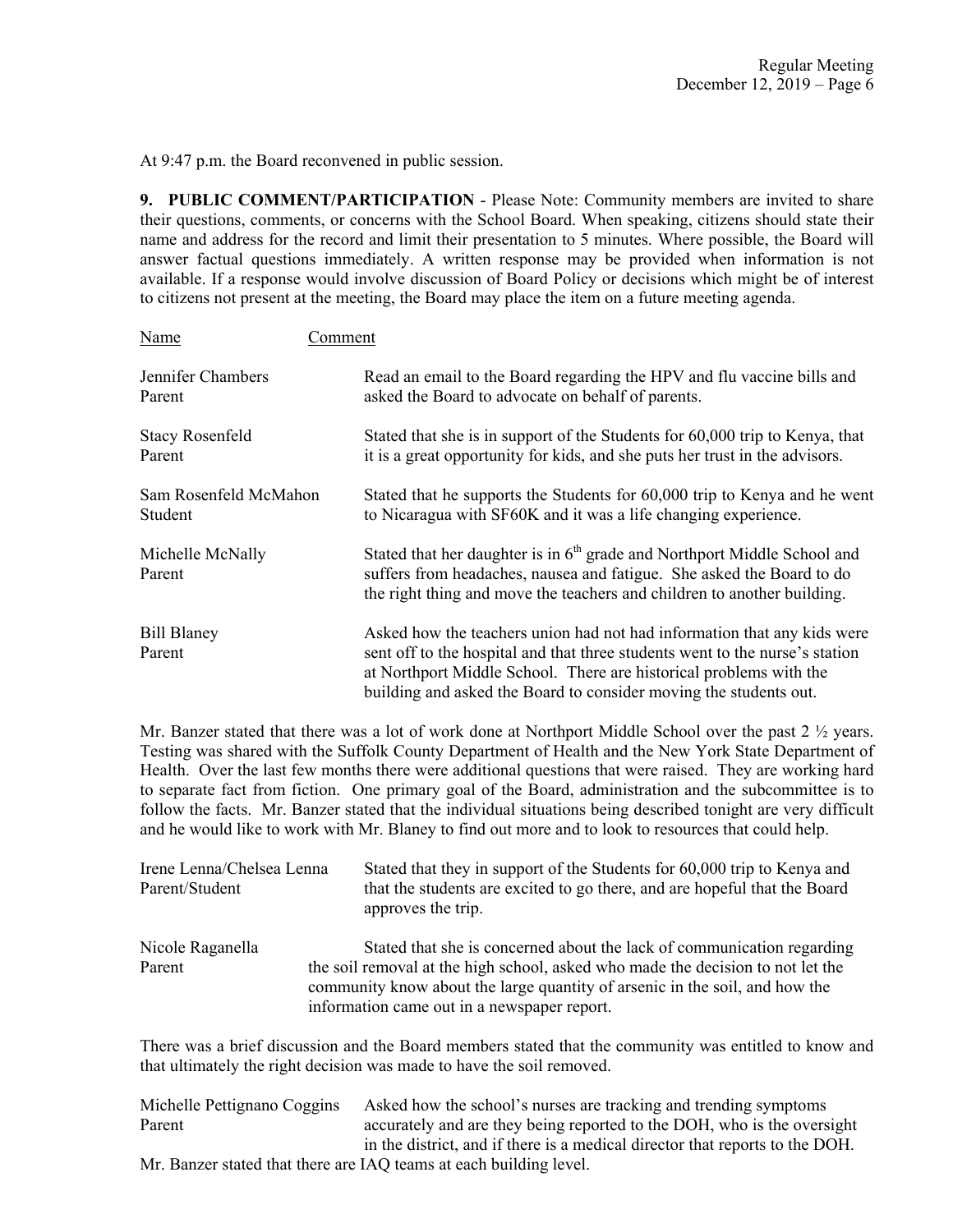At 9:47 p.m. the Board reconvened in public session.

**9. PUBLIC COMMENT/PARTICIPATION** - Please Note: Community members are invited to share their questions, comments, or concerns with the School Board. When speaking, citizens should state their name and address for the record and limit their presentation to 5 minutes. Where possible, the Board will answer factual questions immediately. A written response may be provided when information is not available. If a response would involve discussion of Board Policy or decisions which might be of interest to citizens not present at the meeting, the Board may place the item on a future meeting agenda.

| Name | Comment |
|---|---|
| Jennifer Chambers<br>Parent | Read an email to the Board regarding the HPV and flu vaccine bills and asked the Board to advocate on behalf of parents. |
| Stacy Rosenfeld<br>Parent | Stated that she is in support of the Students for 60,000 trip to Kenya, that it is a great opportunity for kids, and she puts her trust in the advisors. |
| Sam Rosenfeld McMahon<br>Student | Stated that he supports the Students for 60,000 trip to Kenya and he went to Nicaragua with SF60K and it was a life changing experience. |
| Michelle McNally<br>Parent | Stated that her daughter is in 6th grade and Northport Middle School and suffers from headaches, nausea and fatigue. She asked the Board to do the right thing and move the teachers and children to another building. |
| Bill Blaney<br>Parent | Asked how the teachers union had not had information that any kids were sent off to the hospital and that three students went to the nurse's station at Northport Middle School. There are historical problems with the building and asked the Board to consider moving the students out. |

Mr. Banzer stated that there was a lot of work done at Northport Middle School over the past 2 ½ years. Testing was shared with the Suffolk County Department of Health and the New York State Department of Health. Over the last few months there were additional questions that were raised. They are working hard to separate fact from fiction. One primary goal of the Board, administration and the subcommittee is to follow the facts. Mr. Banzer stated that the individual situations being described tonight are very difficult and he would like to work with Mr. Blaney to find out more and to look to resources that could help.

| Name | Comment |
|---|---|
| Irene Lenna/Chelsea Lenna<br>Parent/Student | Stated that they in support of the Students for 60,000 trip to Kenya and that the students are excited to go there, and are hopeful that the Board approves the trip. |
| Nicole Raganella<br>Parent | Stated that she is concerned about the lack of communication regarding the soil removal at the high school, asked who made the decision to not let the community know about the large quantity of arsenic in the soil, and how the information came out in a newspaper report. |

There was a brief discussion and the Board members stated that the community was entitled to know and that ultimately the right decision was made to have the soil removed.

| Name | Comment |
|---|---|
| Michelle Pettignano Coggins<br>Parent | Asked how the school's nurses are tracking and trending symptoms accurately and are they being reported to the DOH, who is the oversight in the district, and if there is a medical director that reports to the DOH. |

Mr. Banzer stated that there are IAQ teams at each building level.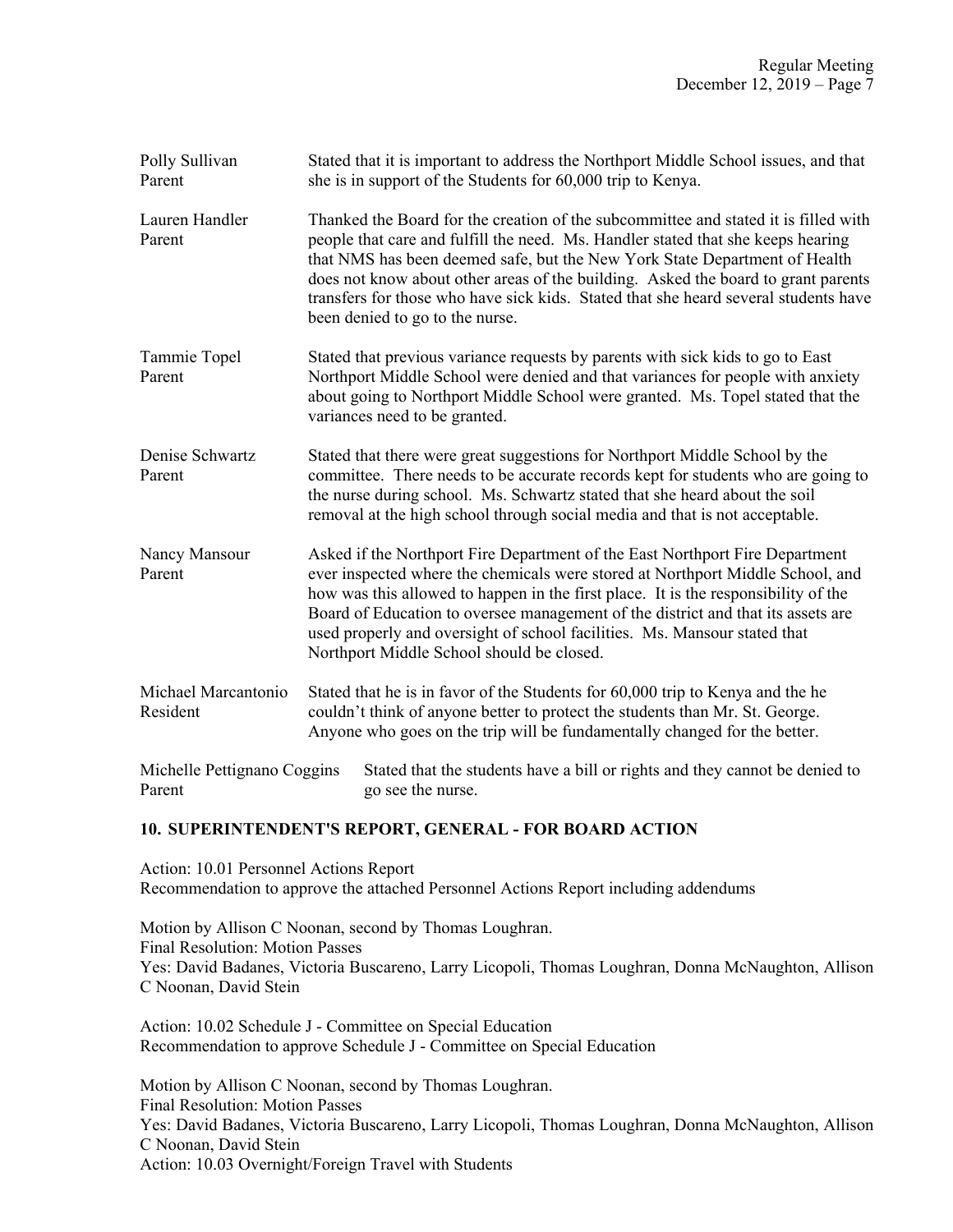| | |
|---|---|
| Polly Sullivan<br>Parent | Stated that it is important to address the Northport Middle School issues, and that she is in support of the Students for 60,000 trip to Kenya. |
| Lauren Handler<br>Parent | Thanked the Board for the creation of the subcommittee and stated it is filled with people that care and fulfill the need. Ms. Handler stated that she keeps hearing that NMS has been deemed safe, but the New York State Department of Health does not know about other areas of the building. Asked the board to grant parents transfers for those who have sick kids. Stated that she heard several students have been denied to go to the nurse. |
| Tammie Topel<br>Parent | Stated that previous variance requests by parents with sick kids to go to East Northport Middle School were denied and that variances for people with anxiety about going to Northport Middle School were granted. Ms. Topel stated that the variances need to be granted. |
| Denise Schwartz<br>Parent | Stated that there were great suggestions for Northport Middle School by the committee. There needs to be accurate records kept for students who are going to the nurse during school. Ms. Schwartz stated that she heard about the soil removal at the high school through social media and that is not acceptable. |
| Nancy Mansour<br>Parent | Asked if the Northport Fire Department of the East Northport Fire Department ever inspected where the chemicals were stored at Northport Middle School, and how was this allowed to happen in the first place. It is the responsibility of the Board of Education to oversee management of the district and that its assets are used properly and oversight of school facilities. Ms. Mansour stated that Northport Middle School should be closed. |
| Michael Marcantonio<br>Resident | Stated that he is in favor of the Students for 60,000 trip to Kenya and the he couldn't think of anyone better to protect the students than Mr. St. George. Anyone who goes on the trip will be fundamentally changed for the better. |
| Michelle Pettignano Coggins<br>Parent | Stated that the students have a bill or rights and they cannot be denied to go see the nurse. |

## 10. SUPERINTENDENT'S REPORT, GENERAL - FOR BOARD ACTION

Action: 10.01 Personnel Actions Report
Recommendation to approve the attached Personnel Actions Report including addendums

Motion by Allison C Noonan, second by Thomas Loughran.
Final Resolution: Motion Passes
Yes: David Badanes, Victoria Buscareno, Larry Licopoli, Thomas Loughran, Donna McNaughton, Allison C Noonan, David Stein

Action: 10.02 Schedule J - Committee on Special Education
Recommendation to approve Schedule J - Committee on Special Education

Motion by Allison C Noonan, second by Thomas Loughran.
Final Resolution: Motion Passes
Yes: David Badanes, Victoria Buscareno, Larry Licopoli, Thomas Loughran, Donna McNaughton, Allison C Noonan, David Stein
Action: 10.03 Overnight/Foreign Travel with Students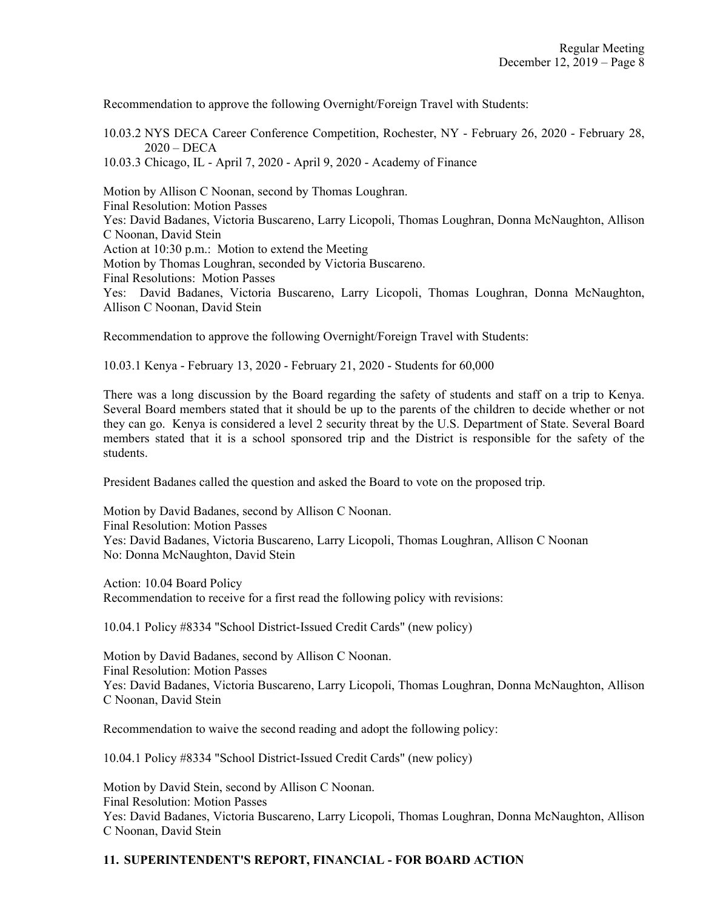Recommendation to approve the following Overnight/Foreign Travel with Students:

10.03.2 NYS DECA Career Conference Competition, Rochester, NY - February 26, 2020 - February 28, 2020 – DECA
10.03.3 Chicago, IL - April 7, 2020 - April 9, 2020 - Academy of Finance

Motion by Allison C Noonan, second by Thomas Loughran.
Final Resolution: Motion Passes
Yes: David Badanes, Victoria Buscareno, Larry Licopoli, Thomas Loughran, Donna McNaughton, Allison C Noonan, David Stein
Action at 10:30 p.m.: Motion to extend the Meeting
Motion by Thomas Loughran, seconded by Victoria Buscareno.
Final Resolutions: Motion Passes
Yes: David Badanes, Victoria Buscareno, Larry Licopoli, Thomas Loughran, Donna McNaughton, Allison C Noonan, David Stein

Recommendation to approve the following Overnight/Foreign Travel with Students:

10.03.1 Kenya - February 13, 2020 - February 21, 2020 - Students for 60,000

There was a long discussion by the Board regarding the safety of students and staff on a trip to Kenya. Several Board members stated that it should be up to the parents of the children to decide whether or not they can go. Kenya is considered a level 2 security threat by the U.S. Department of State. Several Board members stated that it is a school sponsored trip and the District is responsible for the safety of the students.

President Badanes called the question and asked the Board to vote on the proposed trip.

Motion by David Badanes, second by Allison C Noonan.
Final Resolution: Motion Passes
Yes: David Badanes, Victoria Buscareno, Larry Licopoli, Thomas Loughran, Allison C Noonan
No: Donna McNaughton, David Stein

Action: 10.04 Board Policy
Recommendation to receive for a first read the following policy with revisions:

10.04.1 Policy #8334 "School District-Issued Credit Cards" (new policy)

Motion by David Badanes, second by Allison C Noonan.
Final Resolution: Motion Passes
Yes: David Badanes, Victoria Buscareno, Larry Licopoli, Thomas Loughran, Donna McNaughton, Allison C Noonan, David Stein

Recommendation to waive the second reading and adopt the following policy:

10.04.1 Policy #8334 "School District-Issued Credit Cards" (new policy)

Motion by David Stein, second by Allison C Noonan.
Final Resolution: Motion Passes
Yes: David Badanes, Victoria Buscareno, Larry Licopoli, Thomas Loughran, Donna McNaughton, Allison C Noonan, David Stein

## 11. SUPERINTENDENT'S REPORT, FINANCIAL - FOR BOARD ACTION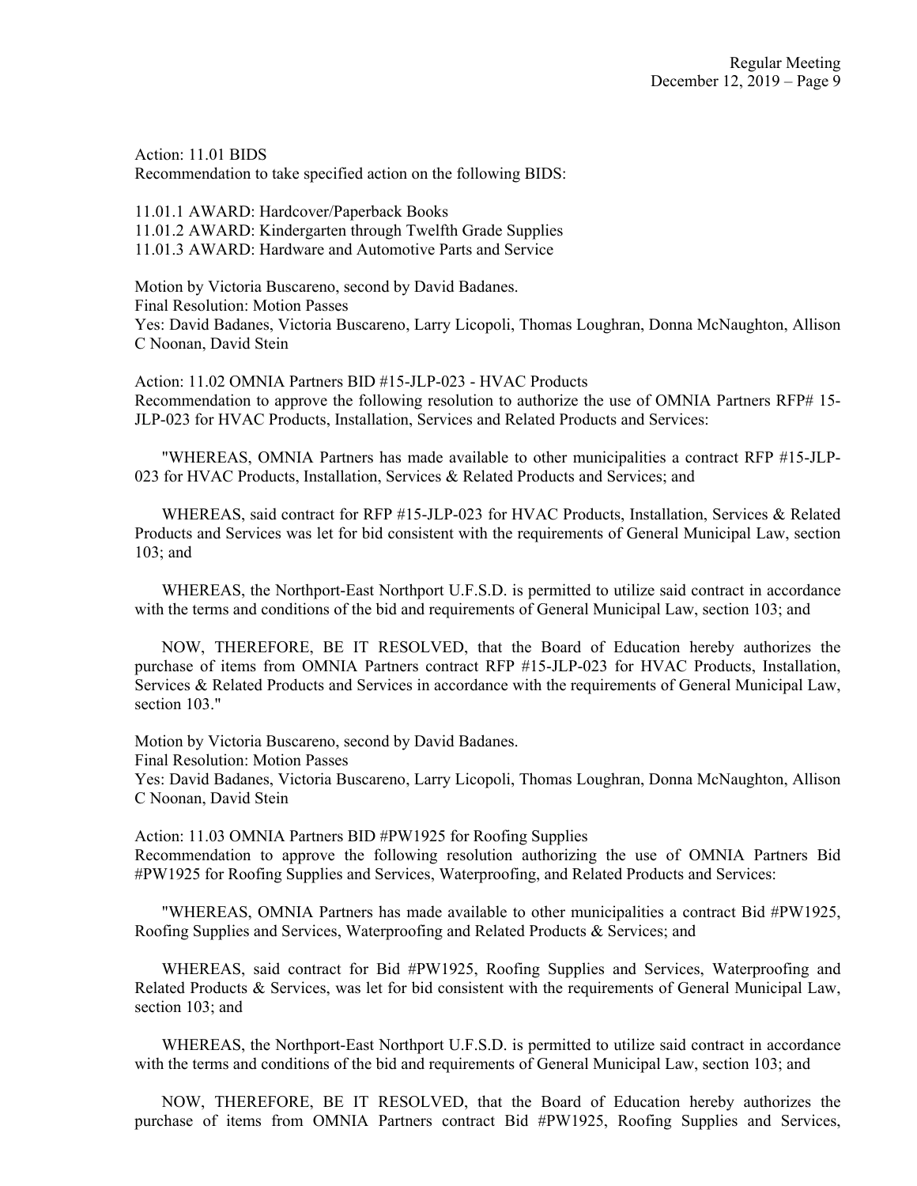Action: 11.01 BIDS

Recommendation to take specified action on the following BIDS:

11.01.1 AWARD: Hardcover/Paperback Books
11.01.2 AWARD: Kindergarten through Twelfth Grade Supplies
11.01.3 AWARD: Hardware and Automotive Parts and Service

Motion by Victoria Buscareno, second by David Badanes.
Final Resolution: Motion Passes
Yes: David Badanes, Victoria Buscareno, Larry Licopoli, Thomas Loughran, Donna McNaughton, Allison C Noonan, David Stein

Action: 11.02 OMNIA Partners BID #15-JLP-023 - HVAC Products

Recommendation to approve the following resolution to authorize the use of OMNIA Partners RFP# 15-JLP-023 for HVAC Products, Installation, Services and Related Products and Services:

"WHEREAS, OMNIA Partners has made available to other municipalities a contract RFP #15-JLP-023 for HVAC Products, Installation, Services & Related Products and Services; and

WHEREAS, said contract for RFP #15-JLP-023 for HVAC Products, Installation, Services & Related Products and Services was let for bid consistent with the requirements of General Municipal Law, section 103; and

WHEREAS, the Northport-East Northport U.F.S.D. is permitted to utilize said contract in accordance with the terms and conditions of the bid and requirements of General Municipal Law, section 103; and

NOW, THEREFORE, BE IT RESOLVED, that the Board of Education hereby authorizes the purchase of items from OMNIA Partners contract RFP #15-JLP-023 for HVAC Products, Installation, Services & Related Products and Services in accordance with the requirements of General Municipal Law, section 103."

Motion by Victoria Buscareno, second by David Badanes.
Final Resolution: Motion Passes
Yes: David Badanes, Victoria Buscareno, Larry Licopoli, Thomas Loughran, Donna McNaughton, Allison C Noonan, David Stein

Action: 11.03 OMNIA Partners BID #PW1925 for Roofing Supplies

Recommendation to approve the following resolution authorizing the use of OMNIA Partners Bid #PW1925 for Roofing Supplies and Services, Waterproofing, and Related Products and Services:

"WHEREAS, OMNIA Partners has made available to other municipalities a contract Bid #PW1925, Roofing Supplies and Services, Waterproofing and Related Products & Services; and

WHEREAS, said contract for Bid #PW1925, Roofing Supplies and Services, Waterproofing and Related Products & Services, was let for bid consistent with the requirements of General Municipal Law, section 103; and

WHEREAS, the Northport-East Northport U.F.S.D. is permitted to utilize said contract in accordance with the terms and conditions of the bid and requirements of General Municipal Law, section 103; and

NOW, THEREFORE, BE IT RESOLVED, that the Board of Education hereby authorizes the purchase of items from OMNIA Partners contract Bid #PW1925, Roofing Supplies and Services,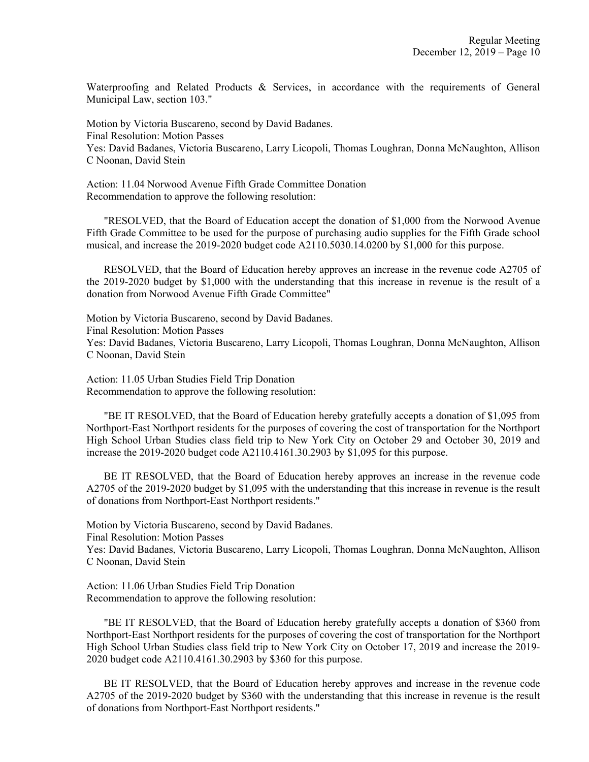Waterproofing and Related Products & Services, in accordance with the requirements of General Municipal Law, section 103."

Motion by Victoria Buscareno, second by David Badanes.
Final Resolution: Motion Passes
Yes: David Badanes, Victoria Buscareno, Larry Licopoli, Thomas Loughran, Donna McNaughton, Allison C Noonan, David Stein

Action: 11.04 Norwood Avenue Fifth Grade Committee Donation
Recommendation to approve the following resolution:

"RESOLVED, that the Board of Education accept the donation of $1,000 from the Norwood Avenue Fifth Grade Committee to be used for the purpose of purchasing audio supplies for the Fifth Grade school musical, and increase the 2019-2020 budget code A2110.5030.14.0200 by $1,000 for this purpose.

RESOLVED, that the Board of Education hereby approves an increase in the revenue code A2705 of the 2019-2020 budget by $1,000 with the understanding that this increase in revenue is the result of a donation from Norwood Avenue Fifth Grade Committee"

Motion by Victoria Buscareno, second by David Badanes.
Final Resolution: Motion Passes
Yes: David Badanes, Victoria Buscareno, Larry Licopoli, Thomas Loughran, Donna McNaughton, Allison C Noonan, David Stein

Action: 11.05 Urban Studies Field Trip Donation
Recommendation to approve the following resolution:

"BE IT RESOLVED, that the Board of Education hereby gratefully accepts a donation of $1,095 from Northport-East Northport residents for the purposes of covering the cost of transportation for the Northport High School Urban Studies class field trip to New York City on October 29 and October 30, 2019 and increase the 2019-2020 budget code A2110.4161.30.2903 by $1,095 for this purpose.

BE IT RESOLVED, that the Board of Education hereby approves an increase in the revenue code A2705 of the 2019-2020 budget by $1,095 with the understanding that this increase in revenue is the result of donations from Northport-East Northport residents."

Motion by Victoria Buscareno, second by David Badanes.
Final Resolution: Motion Passes
Yes: David Badanes, Victoria Buscareno, Larry Licopoli, Thomas Loughran, Donna McNaughton, Allison C Noonan, David Stein

Action: 11.06 Urban Studies Field Trip Donation
Recommendation to approve the following resolution:

"BE IT RESOLVED, that the Board of Education hereby gratefully accepts a donation of $360 from Northport-East Northport residents for the purposes of covering the cost of transportation for the Northport High School Urban Studies class field trip to New York City on October 17, 2019 and increase the 2019-2020 budget code A2110.4161.30.2903 by $360 for this purpose.

BE IT RESOLVED, that the Board of Education hereby approves and increase in the revenue code A2705 of the 2019-2020 budget by $360 with the understanding that this increase in revenue is the result of donations from Northport-East Northport residents."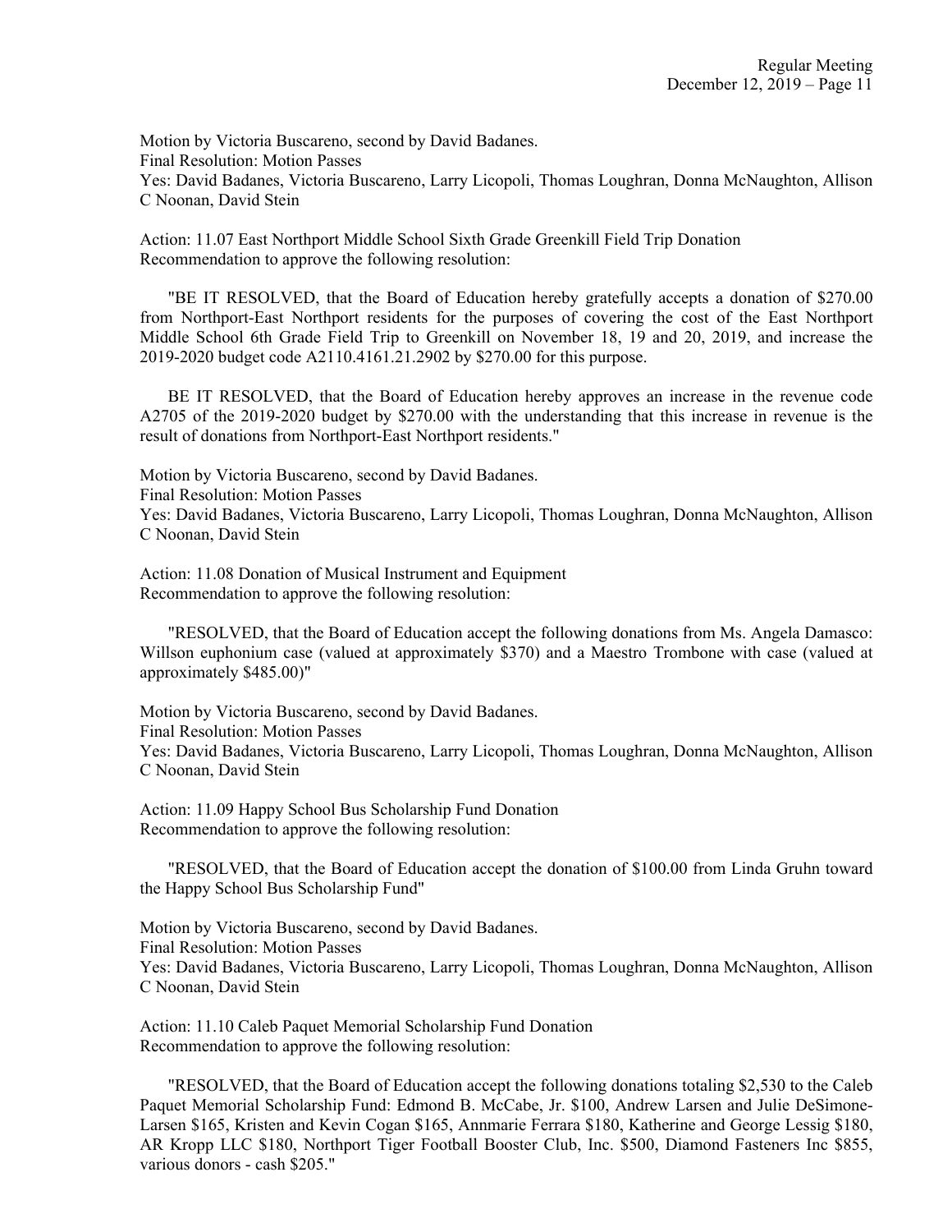Motion by Victoria Buscareno, second by David Badanes.
Final Resolution: Motion Passes
Yes: David Badanes, Victoria Buscareno, Larry Licopoli, Thomas Loughran, Donna McNaughton, Allison C Noonan, David Stein

Action: 11.07 East Northport Middle School Sixth Grade Greenkill Field Trip Donation
Recommendation to approve the following resolution:

"BE IT RESOLVED, that the Board of Education hereby gratefully accepts a donation of $270.00 from Northport-East Northport residents for the purposes of covering the cost of the East Northport Middle School 6th Grade Field Trip to Greenkill on November 18, 19 and 20, 2019, and increase the 2019-2020 budget code A2110.4161.21.2902 by $270.00 for this purpose.

BE IT RESOLVED, that the Board of Education hereby approves an increase in the revenue code A2705 of the 2019-2020 budget by $270.00 with the understanding that this increase in revenue is the result of donations from Northport-East Northport residents."

Motion by Victoria Buscareno, second by David Badanes.
Final Resolution: Motion Passes
Yes: David Badanes, Victoria Buscareno, Larry Licopoli, Thomas Loughran, Donna McNaughton, Allison C Noonan, David Stein

Action: 11.08 Donation of Musical Instrument and Equipment
Recommendation to approve the following resolution:

"RESOLVED, that the Board of Education accept the following donations from Ms. Angela Damasco: Willson euphonium case (valued at approximately $370) and a Maestro Trombone with case (valued at approximately $485.00)"

Motion by Victoria Buscareno, second by David Badanes.
Final Resolution: Motion Passes
Yes: David Badanes, Victoria Buscareno, Larry Licopoli, Thomas Loughran, Donna McNaughton, Allison C Noonan, David Stein

Action: 11.09 Happy School Bus Scholarship Fund Donation
Recommendation to approve the following resolution:

"RESOLVED, that the Board of Education accept the donation of $100.00 from Linda Gruhn toward the Happy School Bus Scholarship Fund"

Motion by Victoria Buscareno, second by David Badanes.
Final Resolution: Motion Passes
Yes: David Badanes, Victoria Buscareno, Larry Licopoli, Thomas Loughran, Donna McNaughton, Allison C Noonan, David Stein

Action: 11.10 Caleb Paquet Memorial Scholarship Fund Donation
Recommendation to approve the following resolution:

"RESOLVED, that the Board of Education accept the following donations totaling $2,530 to the Caleb Paquet Memorial Scholarship Fund: Edmond B. McCabe, Jr. $100, Andrew Larsen and Julie DeSimone-Larsen $165, Kristen and Kevin Cogan $165, Annmarie Ferrara $180, Katherine and George Lessig $180, AR Kropp LLC $180, Northport Tiger Football Booster Club, Inc. $500, Diamond Fasteners Inc $855, various donors - cash $205."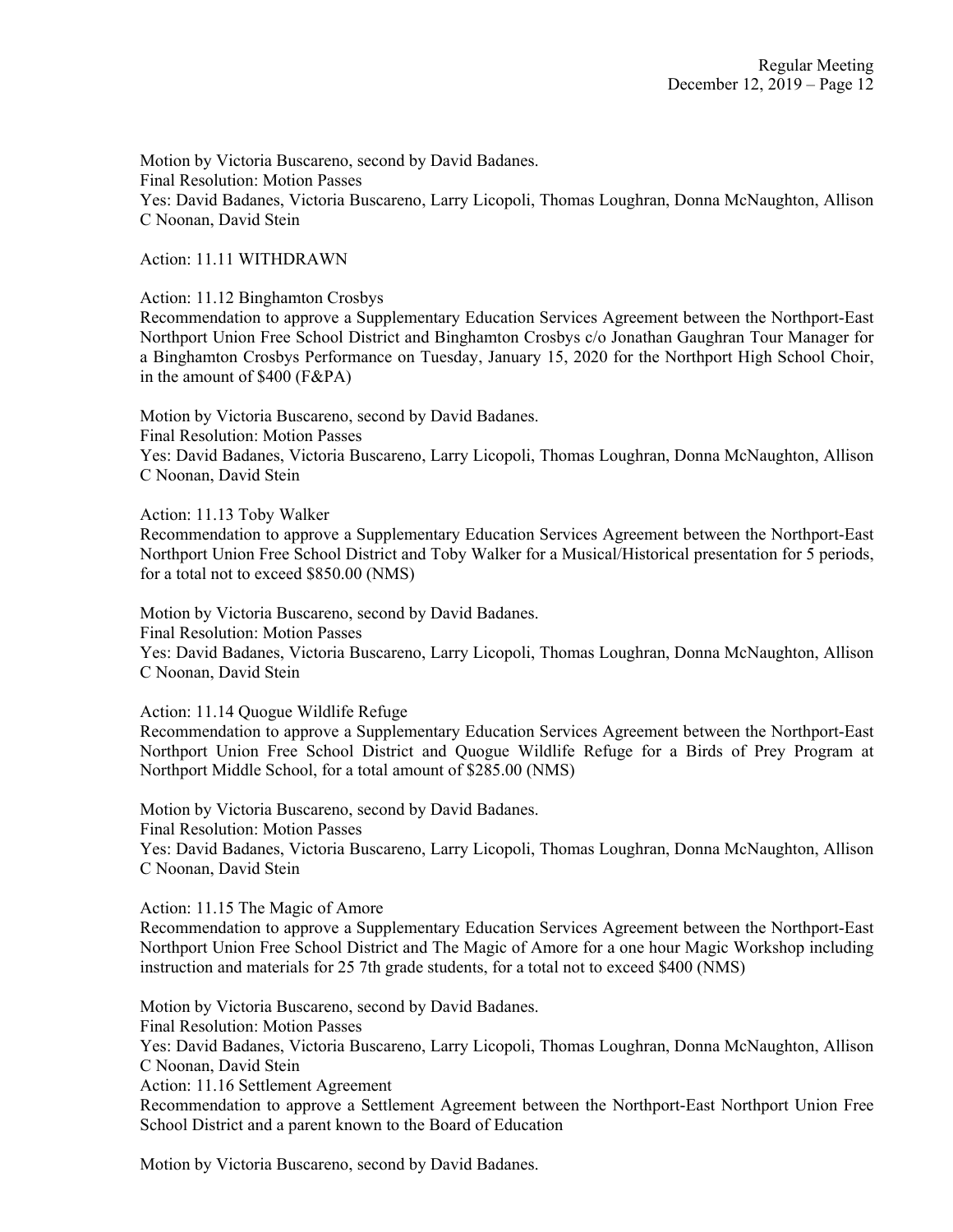Motion by Victoria Buscareno, second by David Badanes.
Final Resolution: Motion Passes
Yes: David Badanes, Victoria Buscareno, Larry Licopoli, Thomas Loughran, Donna McNaughton, Allison C Noonan, David Stein

Action: 11.11 WITHDRAWN

Action: 11.12 Binghamton Crosbys
Recommendation to approve a Supplementary Education Services Agreement between the Northport-East Northport Union Free School District and Binghamton Crosbys c/o Jonathan Gaughran Tour Manager for a Binghamton Crosbys Performance on Tuesday, January 15, 2020 for the Northport High School Choir, in the amount of $400 (F&PA)

Motion by Victoria Buscareno, second by David Badanes.
Final Resolution: Motion Passes
Yes: David Badanes, Victoria Buscareno, Larry Licopoli, Thomas Loughran, Donna McNaughton, Allison C Noonan, David Stein

Action: 11.13 Toby Walker
Recommendation to approve a Supplementary Education Services Agreement between the Northport-East Northport Union Free School District and Toby Walker for a Musical/Historical presentation for 5 periods, for a total not to exceed $850.00 (NMS)

Motion by Victoria Buscareno, second by David Badanes.
Final Resolution: Motion Passes
Yes: David Badanes, Victoria Buscareno, Larry Licopoli, Thomas Loughran, Donna McNaughton, Allison C Noonan, David Stein

Action: 11.14 Quogue Wildlife Refuge
Recommendation to approve a Supplementary Education Services Agreement between the Northport-East Northport Union Free School District and Quogue Wildlife Refuge for a Birds of Prey Program at Northport Middle School, for a total amount of $285.00 (NMS)

Motion by Victoria Buscareno, second by David Badanes.
Final Resolution: Motion Passes
Yes: David Badanes, Victoria Buscareno, Larry Licopoli, Thomas Loughran, Donna McNaughton, Allison C Noonan, David Stein

Action: 11.15 The Magic of Amore
Recommendation to approve a Supplementary Education Services Agreement between the Northport-East Northport Union Free School District and The Magic of Amore for a one hour Magic Workshop including instruction and materials for 25 7th grade students, for a total not to exceed $400 (NMS)

Motion by Victoria Buscareno, second by David Badanes.
Final Resolution: Motion Passes
Yes: David Badanes, Victoria Buscareno, Larry Licopoli, Thomas Loughran, Donna McNaughton, Allison C Noonan, David Stein
Action: 11.16 Settlement Agreement
Recommendation to approve a Settlement Agreement between the Northport-East Northport Union Free School District and a parent known to the Board of Education

Motion by Victoria Buscareno, second by David Badanes.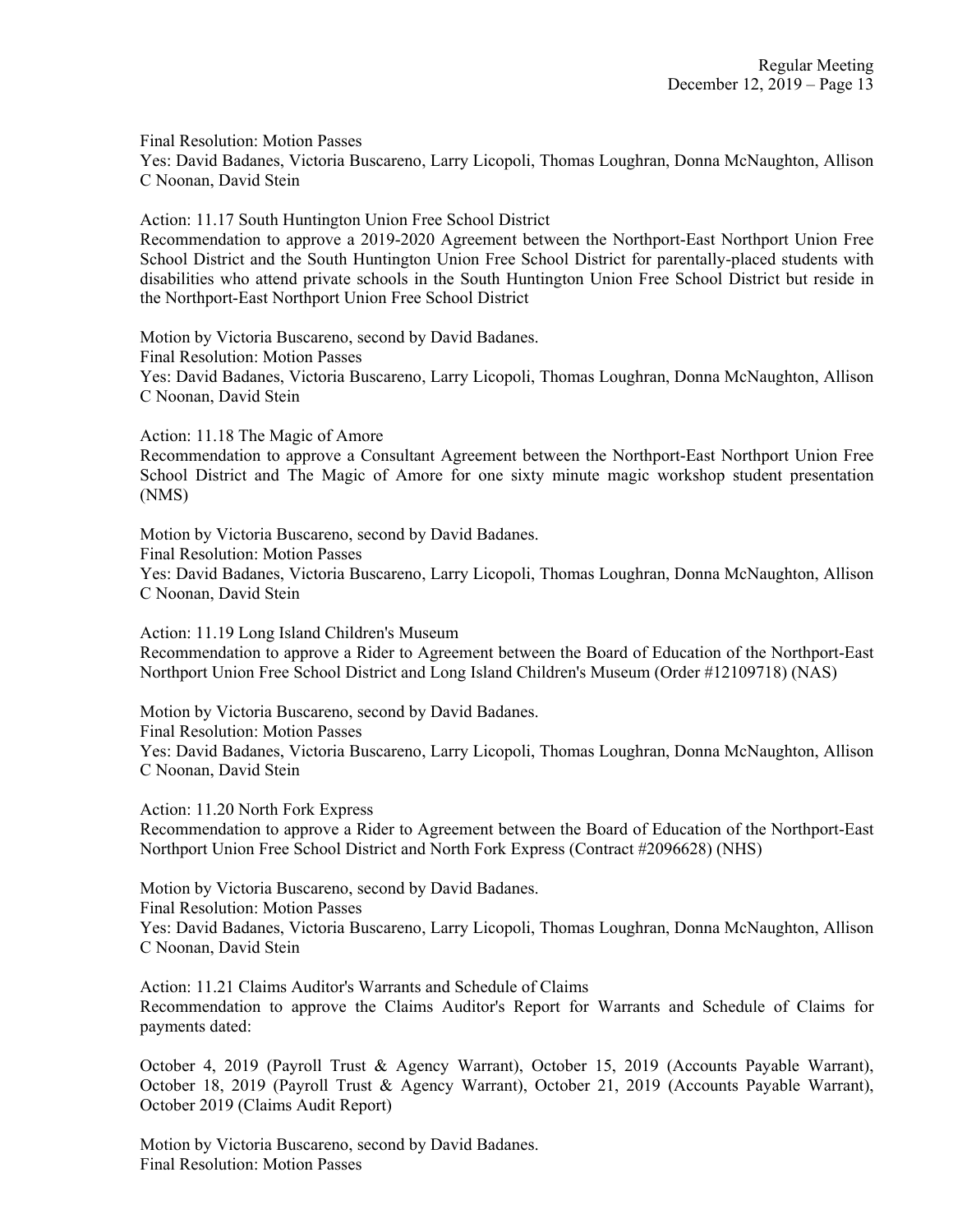Final Resolution: Motion Passes
Yes: David Badanes, Victoria Buscareno, Larry Licopoli, Thomas Loughran, Donna McNaughton, Allison C Noonan, David Stein

Action: 11.17 South Huntington Union Free School District
Recommendation to approve a 2019-2020 Agreement between the Northport-East Northport Union Free School District and the South Huntington Union Free School District for parentally-placed students with disabilities who attend private schools in the South Huntington Union Free School District but reside in the Northport-East Northport Union Free School District

Motion by Victoria Buscareno, second by David Badanes.
Final Resolution: Motion Passes
Yes: David Badanes, Victoria Buscareno, Larry Licopoli, Thomas Loughran, Donna McNaughton, Allison C Noonan, David Stein

Action: 11.18 The Magic of Amore
Recommendation to approve a Consultant Agreement between the Northport-East Northport Union Free School District and The Magic of Amore for one sixty minute magic workshop student presentation (NMS)

Motion by Victoria Buscareno, second by David Badanes.
Final Resolution: Motion Passes
Yes: David Badanes, Victoria Buscareno, Larry Licopoli, Thomas Loughran, Donna McNaughton, Allison C Noonan, David Stein

Action: 11.19 Long Island Children's Museum
Recommendation to approve a Rider to Agreement between the Board of Education of the Northport-East Northport Union Free School District and Long Island Children's Museum (Order #12109718) (NAS)

Motion by Victoria Buscareno, second by David Badanes.
Final Resolution: Motion Passes
Yes: David Badanes, Victoria Buscareno, Larry Licopoli, Thomas Loughran, Donna McNaughton, Allison C Noonan, David Stein

Action: 11.20 North Fork Express
Recommendation to approve a Rider to Agreement between the Board of Education of the Northport-East Northport Union Free School District and North Fork Express (Contract #2096628) (NHS)

Motion by Victoria Buscareno, second by David Badanes.
Final Resolution: Motion Passes
Yes: David Badanes, Victoria Buscareno, Larry Licopoli, Thomas Loughran, Donna McNaughton, Allison C Noonan, David Stein

Action: 11.21 Claims Auditor's Warrants and Schedule of Claims
Recommendation to approve the Claims Auditor's Report for Warrants and Schedule of Claims for payments dated:

October 4, 2019 (Payroll Trust & Agency Warrant), October 15, 2019 (Accounts Payable Warrant), October 18, 2019 (Payroll Trust & Agency Warrant), October 21, 2019 (Accounts Payable Warrant), October 2019 (Claims Audit Report)

Motion by Victoria Buscareno, second by David Badanes.
Final Resolution: Motion Passes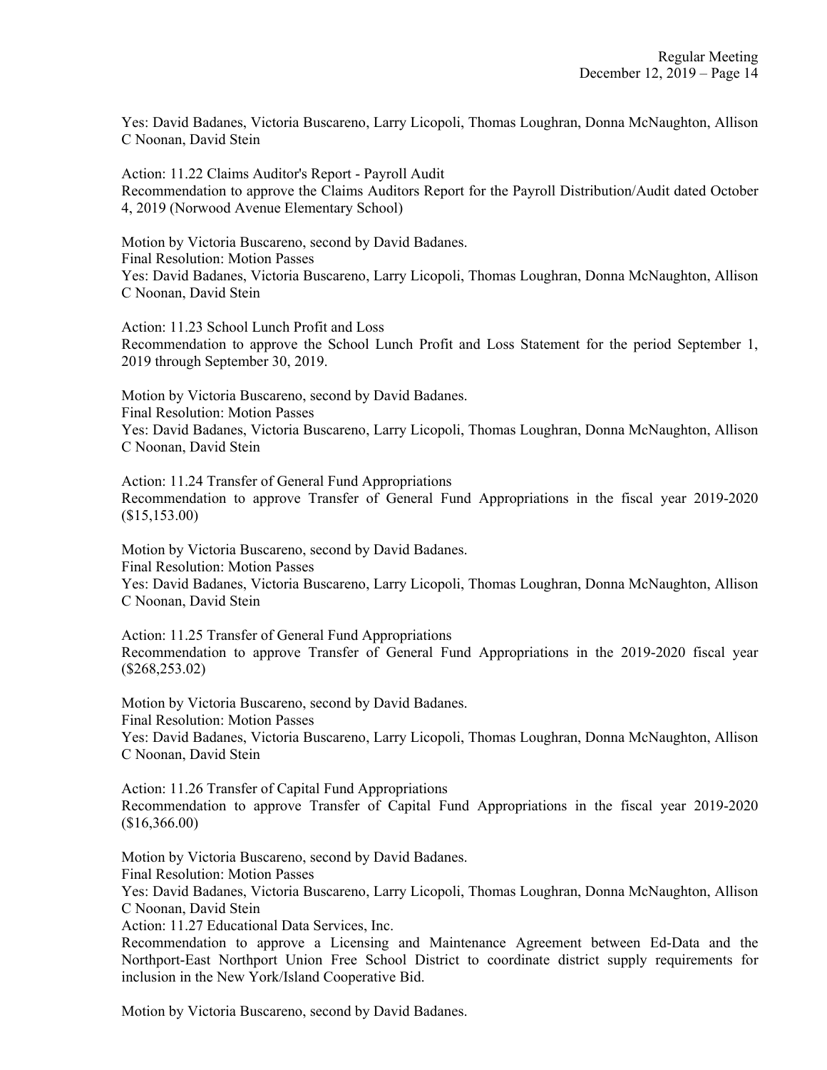Yes: David Badanes, Victoria Buscareno, Larry Licopoli, Thomas Loughran, Donna McNaughton, Allison C Noonan, David Stein

Action: 11.22 Claims Auditor's Report - Payroll Audit
Recommendation to approve the Claims Auditors Report for the Payroll Distribution/Audit dated October 4, 2019 (Norwood Avenue Elementary School)

Motion by Victoria Buscareno, second by David Badanes.
Final Resolution: Motion Passes
Yes: David Badanes, Victoria Buscareno, Larry Licopoli, Thomas Loughran, Donna McNaughton, Allison C Noonan, David Stein

Action: 11.23 School Lunch Profit and Loss
Recommendation to approve the School Lunch Profit and Loss Statement for the period September 1, 2019 through September 30, 2019.

Motion by Victoria Buscareno, second by David Badanes.
Final Resolution: Motion Passes
Yes: David Badanes, Victoria Buscareno, Larry Licopoli, Thomas Loughran, Donna McNaughton, Allison C Noonan, David Stein

Action: 11.24 Transfer of General Fund Appropriations
Recommendation to approve Transfer of General Fund Appropriations in the fiscal year 2019-2020 ($15,153.00)

Motion by Victoria Buscareno, second by David Badanes.
Final Resolution: Motion Passes
Yes: David Badanes, Victoria Buscareno, Larry Licopoli, Thomas Loughran, Donna McNaughton, Allison C Noonan, David Stein

Action: 11.25 Transfer of General Fund Appropriations
Recommendation to approve Transfer of General Fund Appropriations in the 2019-2020 fiscal year ($268,253.02)

Motion by Victoria Buscareno, second by David Badanes.
Final Resolution: Motion Passes
Yes: David Badanes, Victoria Buscareno, Larry Licopoli, Thomas Loughran, Donna McNaughton, Allison C Noonan, David Stein

Action: 11.26 Transfer of Capital Fund Appropriations
Recommendation to approve Transfer of Capital Fund Appropriations in the fiscal year 2019-2020 ($16,366.00)

Motion by Victoria Buscareno, second by David Badanes.
Final Resolution: Motion Passes
Yes: David Badanes, Victoria Buscareno, Larry Licopoli, Thomas Loughran, Donna McNaughton, Allison C Noonan, David Stein
Action: 11.27 Educational Data Services, Inc.
Recommendation to approve a Licensing and Maintenance Agreement between Ed-Data and the Northport-East Northport Union Free School District to coordinate district supply requirements for inclusion in the New York/Island Cooperative Bid.

Motion by Victoria Buscareno, second by David Badanes.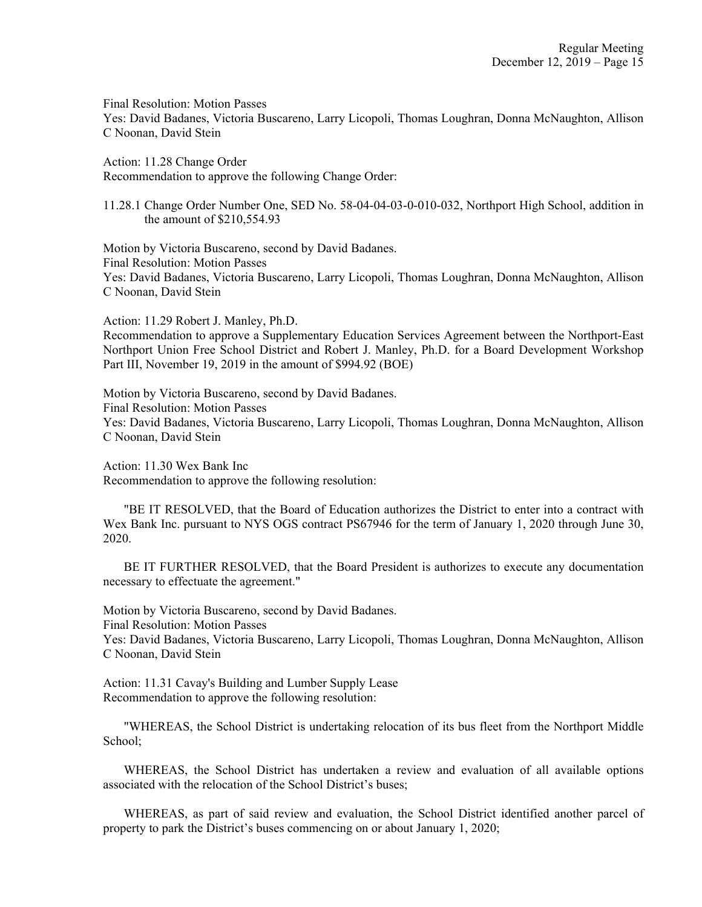Final Resolution: Motion Passes
Yes: David Badanes, Victoria Buscareno, Larry Licopoli, Thomas Loughran, Donna McNaughton, Allison C Noonan, David Stein

Action: 11.28 Change Order
Recommendation to approve the following Change Order:

11.28.1 Change Order Number One, SED No. 58-04-04-03-0-010-032, Northport High School, addition in the amount of $210,554.93

Motion by Victoria Buscareno, second by David Badanes.
Final Resolution: Motion Passes
Yes: David Badanes, Victoria Buscareno, Larry Licopoli, Thomas Loughran, Donna McNaughton, Allison C Noonan, David Stein

Action: 11.29 Robert J. Manley, Ph.D.
Recommendation to approve a Supplementary Education Services Agreement between the Northport-East Northport Union Free School District and Robert J. Manley, Ph.D. for a Board Development Workshop Part III, November 19, 2019 in the amount of $994.92 (BOE)

Motion by Victoria Buscareno, second by David Badanes.
Final Resolution: Motion Passes
Yes: David Badanes, Victoria Buscareno, Larry Licopoli, Thomas Loughran, Donna McNaughton, Allison C Noonan, David Stein

Action: 11.30 Wex Bank Inc
Recommendation to approve the following resolution:

"BE IT RESOLVED, that the Board of Education authorizes the District to enter into a contract with Wex Bank Inc. pursuant to NYS OGS contract PS67946 for the term of January 1, 2020 through June 30, 2020.

BE IT FURTHER RESOLVED, that the Board President is authorizes to execute any documentation necessary to effectuate the agreement."

Motion by Victoria Buscareno, second by David Badanes.
Final Resolution: Motion Passes
Yes: David Badanes, Victoria Buscareno, Larry Licopoli, Thomas Loughran, Donna McNaughton, Allison C Noonan, David Stein

Action: 11.31 Cavay's Building and Lumber Supply Lease
Recommendation to approve the following resolution:

"WHEREAS, the School District is undertaking relocation of its bus fleet from the Northport Middle School;

WHEREAS, the School District has undertaken a review and evaluation of all available options associated with the relocation of the School District's buses;

WHEREAS, as part of said review and evaluation, the School District identified another parcel of property to park the District's buses commencing on or about January 1, 2020;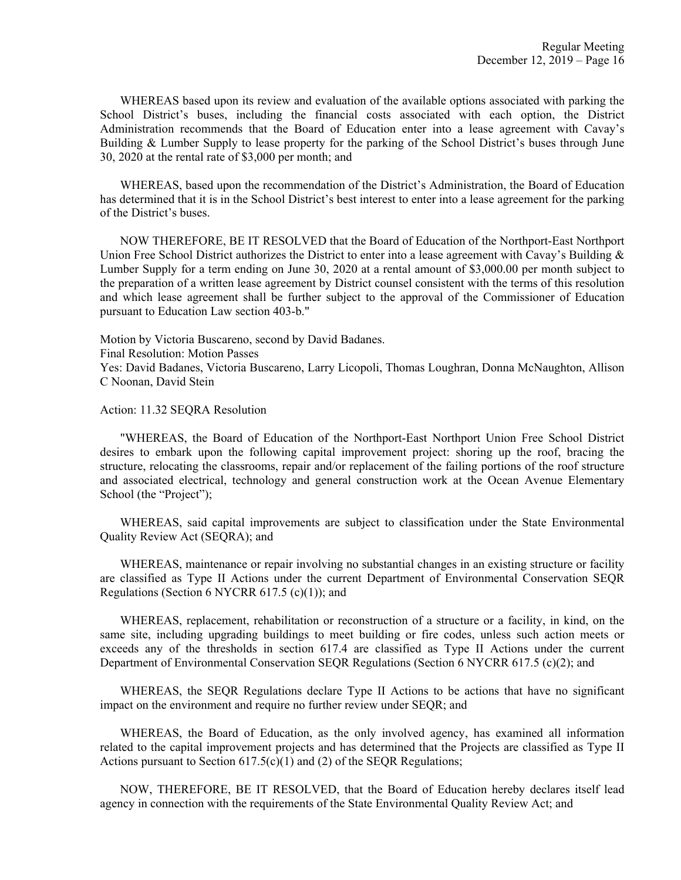WHEREAS based upon its review and evaluation of the available options associated with parking the School District's buses, including the financial costs associated with each option, the District Administration recommends that the Board of Education enter into a lease agreement with Cavay's Building & Lumber Supply to lease property for the parking of the School District's buses through June 30, 2020 at the rental rate of $3,000 per month; and

WHEREAS, based upon the recommendation of the District's Administration, the Board of Education has determined that it is in the School District's best interest to enter into a lease agreement for the parking of the District's buses.

NOW THEREFORE, BE IT RESOLVED that the Board of Education of the Northport-East Northport Union Free School District authorizes the District to enter into a lease agreement with Cavay's Building & Lumber Supply for a term ending on June 30, 2020 at a rental amount of $3,000.00 per month subject to the preparation of a written lease agreement by District counsel consistent with the terms of this resolution and which lease agreement shall be further subject to the approval of the Commissioner of Education pursuant to Education Law section 403-b."

Motion by Victoria Buscareno, second by David Badanes.
Final Resolution: Motion Passes
Yes: David Badanes, Victoria Buscareno, Larry Licopoli, Thomas Loughran, Donna McNaughton, Allison C Noonan, David Stein

Action: 11.32 SEQRA Resolution

"WHEREAS, the Board of Education of the Northport-East Northport Union Free School District desires to embark upon the following capital improvement project: shoring up the roof, bracing the structure, relocating the classrooms, repair and/or replacement of the failing portions of the roof structure and associated electrical, technology and general construction work at the Ocean Avenue Elementary School (the "Project");

WHEREAS, said capital improvements are subject to classification under the State Environmental Quality Review Act (SEQRA); and

WHEREAS, maintenance or repair involving no substantial changes in an existing structure or facility are classified as Type II Actions under the current Department of Environmental Conservation SEQR Regulations (Section 6 NYCRR 617.5 (c)(1)); and

WHEREAS, replacement, rehabilitation or reconstruction of a structure or a facility, in kind, on the same site, including upgrading buildings to meet building or fire codes, unless such action meets or exceeds any of the thresholds in section 617.4 are classified as Type II Actions under the current Department of Environmental Conservation SEQR Regulations (Section 6 NYCRR 617.5 (c)(2); and

WHEREAS, the SEQR Regulations declare Type II Actions to be actions that have no significant impact on the environment and require no further review under SEQR; and

WHEREAS, the Board of Education, as the only involved agency, has examined all information related to the capital improvement projects and has determined that the Projects are classified as Type II Actions pursuant to Section 617.5(c)(1) and (2) of the SEQR Regulations;

NOW, THEREFORE, BE IT RESOLVED, that the Board of Education hereby declares itself lead agency in connection with the requirements of the State Environmental Quality Review Act; and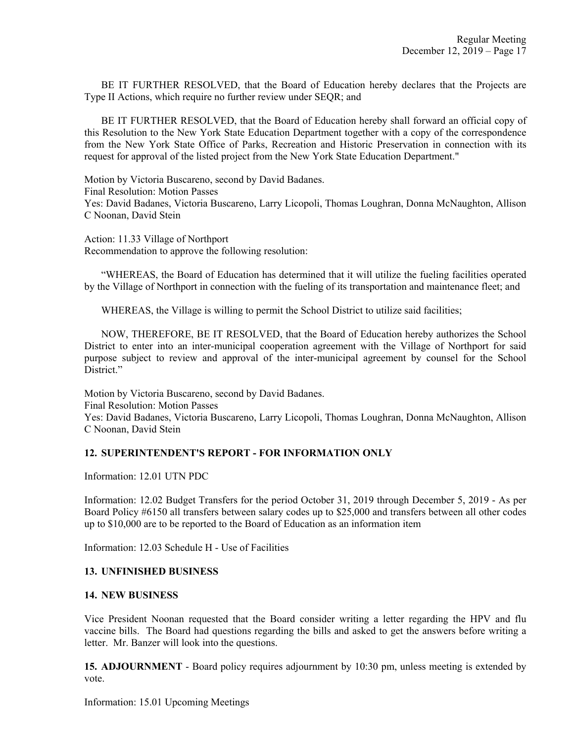BE IT FURTHER RESOLVED, that the Board of Education hereby declares that the Projects are Type II Actions, which require no further review under SEQR; and

BE IT FURTHER RESOLVED, that the Board of Education hereby shall forward an official copy of this Resolution to the New York State Education Department together with a copy of the correspondence from the New York State Office of Parks, Recreation and Historic Preservation in connection with its request for approval of the listed project from the New York State Education Department."

Motion by Victoria Buscareno, second by David Badanes.
Final Resolution: Motion Passes
Yes: David Badanes, Victoria Buscareno, Larry Licopoli, Thomas Loughran, Donna McNaughton, Allison C Noonan, David Stein

Action: 11.33 Village of Northport
Recommendation to approve the following resolution:

"WHEREAS, the Board of Education has determined that it will utilize the fueling facilities operated by the Village of Northport in connection with the fueling of its transportation and maintenance fleet; and

WHEREAS, the Village is willing to permit the School District to utilize said facilities;

NOW, THEREFORE, BE IT RESOLVED, that the Board of Education hereby authorizes the School District to enter into an inter-municipal cooperation agreement with the Village of Northport for said purpose subject to review and approval of the inter-municipal agreement by counsel for the School District."

Motion by Victoria Buscareno, second by David Badanes.
Final Resolution: Motion Passes
Yes: David Badanes, Victoria Buscareno, Larry Licopoli, Thomas Loughran, Donna McNaughton, Allison C Noonan, David Stein

**12. SUPERINTENDENT'S REPORT - FOR INFORMATION ONLY**

Information: 12.01 UTN PDC

Information: 12.02 Budget Transfers for the period October 31, 2019 through December 5, 2019 - As per Board Policy #6150 all transfers between salary codes up to $25,000 and transfers between all other codes up to $10,000 are to be reported to the Board of Education as an information item

Information: 12.03 Schedule H - Use of Facilities

**13. UNFINISHED BUSINESS**

**14. NEW BUSINESS**

Vice President Noonan requested that the Board consider writing a letter regarding the HPV and flu vaccine bills. The Board had questions regarding the bills and asked to get the answers before writing a letter. Mr. Banzer will look into the questions.

**15. ADJOURNMENT** - Board policy requires adjournment by 10:30 pm, unless meeting is extended by vote.

Information: 15.01 Upcoming Meetings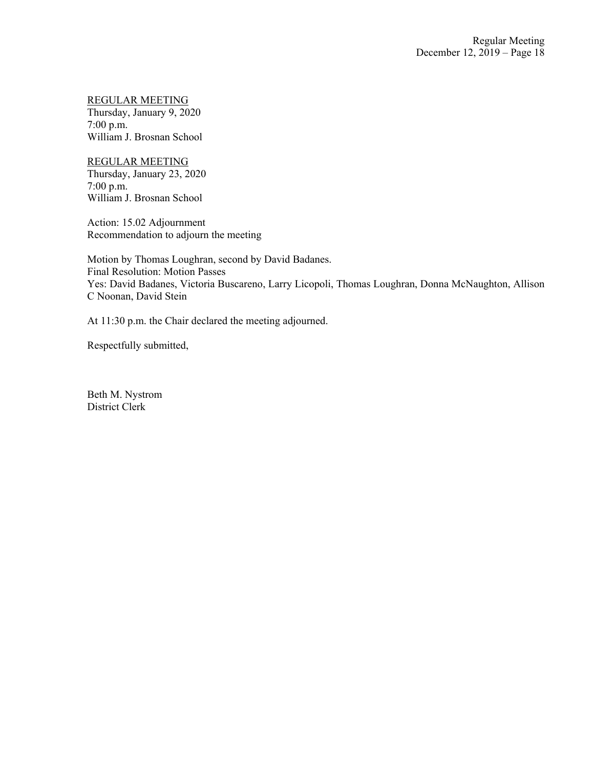<u>REGULAR MEETING</u>
Thursday, January 9, 2020
7:00 p.m.
William J. Brosnan School

<u>REGULAR MEETING</u>
Thursday, January 23, 2020
7:00 p.m.
William J. Brosnan School

Action: 15.02 Adjournment
Recommendation to adjourn the meeting

Motion by Thomas Loughran, second by David Badanes.
Final Resolution: Motion Passes
Yes: David Badanes, Victoria Buscareno, Larry Licopoli, Thomas Loughran, Donna McNaughton, Allison C Noonan, David Stein

At 11:30 p.m. the Chair declared the meeting adjourned.

Respectfully submitted,

Beth M. Nystrom
District Clerk